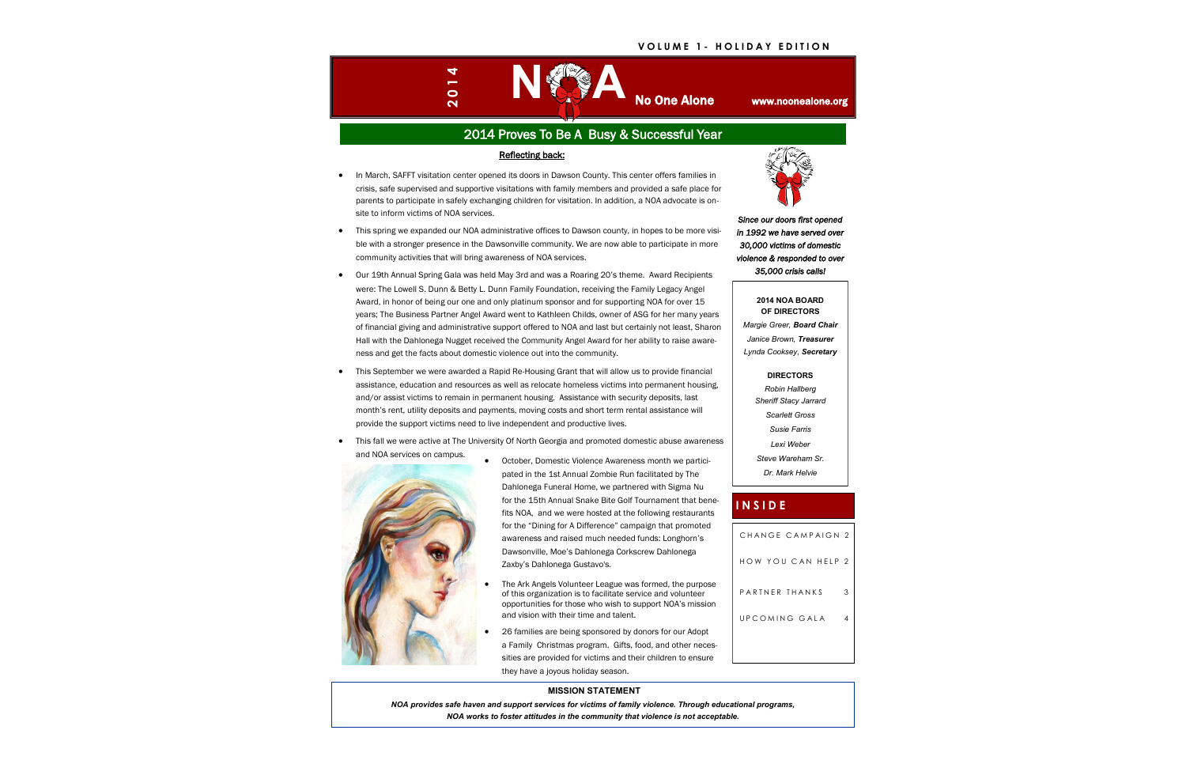# VOLUME 1- HOLIDAY EDITION

**2014**

# NOA — No One Alone

www.noonealone.org

## 2014 Proves To Be A Busy & Successful Year

### Reflecting back:

- In March, SAFFT visitation center opened its doors in Dawson County. This center offers families in crisis, safe supervised and supportive visitations with family members and provided a safe place for parents to participate in safely exchanging children for visitation. In addition, a NOA advocate is on-site to inform victims of NOA services.
- This spring we expanded our NOA administrative offices to Dawson county, in hopes to be more visible with a stronger presence in the Dawsonville community. We are now able to participate in more community activities that will bring awareness of NOA services.
- Our 19th Annual Spring Gala was held May 3rd and was a Roaring 20's theme. Award Recipients were: The Lowell S. Dunn & Betty L. Dunn Family Foundation, receiving the Family Legacy Angel Award, in honor of being our one and only platinum sponsor and for supporting NOA for over 15 years; The Business Partner Angel Award went to Kathleen Childs, owner of ASG for her many years of financial giving and administrative support offered to NOA and last but certainly not least, Sharon Hall with the Dahlonega Nugget received the Community Angel Award for her ability to raise awareness and get the facts about domestic violence out into the community.
- This September we were awarded a Rapid Re-Housing Grant that will allow us to provide financial assistance, education and resources as well as relocate homeless victims into permanent housing, and/or assist victims to remain in permanent housing. Assistance with security deposits, last month's rent, utility deposits and payments, moving costs and short term rental assistance will provide the support victims need to live independent and productive lives.
- This fall we were active at The University Of North Georgia and promoted domestic abuse awareness and NOA services on campus.
- October, Domestic Violence Awareness month we participated in the 1st Annual Zombie Run facilitated by The Dahlonega Funeral Home, we partnered with Sigma Nu for the 15th Annual Snake Bite Golf Tournament that benefits NOA, and we were hosted at the following restaurants for the "Dining for A Difference" campaign that promoted awareness and raised much needed funds: Longhorn's Dawsonville, Moe's Dahlonega Corkscrew Dahlonega Zaxby's Dahlonega Gustavo's.
- The Ark Angels Volunteer League was formed, the purpose of this organization is to facilitate service and volunteer opportunities for those who wish to support NOA's mission and vision with their time and talent.
- 26 families are being sponsored by donors for our Adopt a Family Christmas program. Gifts, food, and other necessities are provided for victims and their children to ensure they have a joyous holiday season.

***Since our doors first opened in 1992 we have served over 30,000 victims of domestic violence & responded to over 35,000 crisis calls!***

**2014 NOA BOARD OF DIRECTORS**

*Margie Greer, **Board Chair***
*Janice Brown, **Treasurer***
*Lynda Cooksey, **Secretary***

**DIRECTORS**

*Robin Hallberg*
*Sheriff Stacy Jarrard*
*Scarlett Gross*
*Susie Farris*
*Lexi Weber*
*Steve Wareham Sr.*
*Dr. Mark Helvie*

## INSIDE

| | |
|---|---|
| CHANGE CAMPAIGN | 2 |
| HOW YOU CAN HELP | 2 |
| PARTNER THANKS | 3 |
| UPCOMING GALA | 4 |

**MISSION STATEMENT**

***NOA provides safe haven and support services for victims of family violence. Through educational programs, NOA works to foster attitudes in the community that violence is not acceptable.***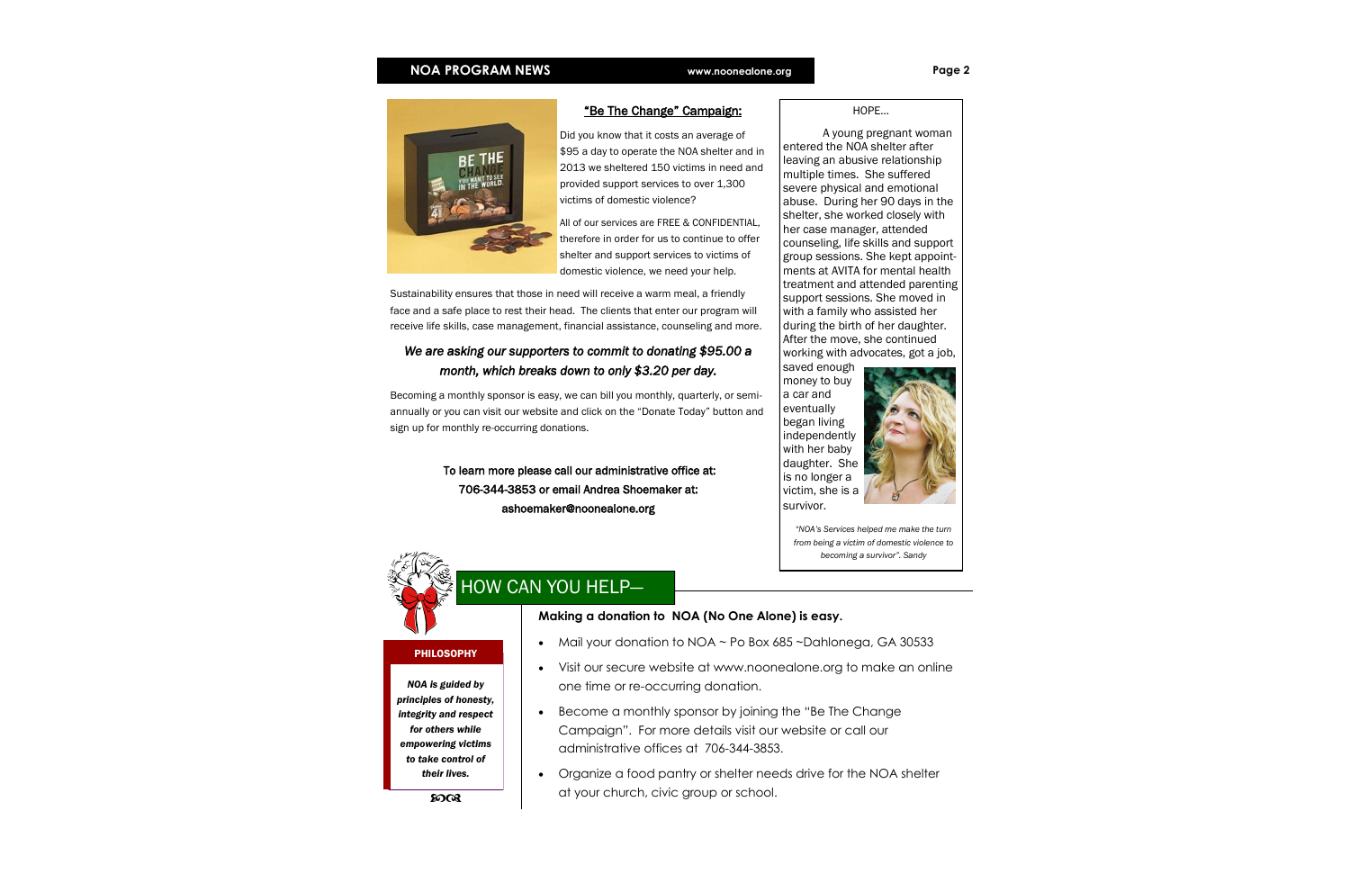## "Be The Change" Campaign:

Did you know that it costs an average of $95 a day to operate the NOA shelter and in 2013 we sheltered 150 victims in need and provided support services to over 1,300 victims of domestic violence?

All of our services are FREE & CONFIDENTIAL, therefore in order for us to continue to offer shelter and support services to victims of domestic violence, we need your help.

Sustainability ensures that those in need will receive a warm meal, a friendly face and a safe place to rest their head. The clients that enter our program will receive life skills, case management, financial assistance, counseling and more.

***We are asking our supporters to commit to donating $95.00 a month, which breaks down to only $3.20 per day.***

Becoming a monthly sponsor is easy, we can bill you monthly, quarterly, or semi-annually or you can visit our website and click on the "Donate Today" button and sign up for monthly re-occurring donations.

**To learn more please call our administrative office at: 706-344-3853 or email Andrea Shoemaker at: ashoemaker@noonealone.org**

### HOPE…

A young pregnant woman entered the NOA shelter after leaving an abusive relationship multiple times. She suffered severe physical and emotional abuse. During her 90 days in the shelter, she worked closely with her case manager, attended counseling, life skills and support group sessions. She kept appointments at AVITA for mental health treatment and attended parenting support sessions. She moved in with a family who assisted her during the birth of her daughter. After the move, she continued working with advocates, got a job, saved enough money to buy a car and eventually began living independently with her baby daughter. She is no longer a victim, she is a survivor.

*"NOA's Services helped me make the turn from being a victim of domestic violence to becoming a survivor". Sandy*

## HOW CAN YOU HELP—

**Making a donation to NOA (No One Alone) is easy.**

- Mail your donation to NOA ~ Po Box 685 ~Dahlonega, GA 30533
- Visit our secure website at www.noonealone.org to make an online one time or re-occurring donation.
- Become a monthly sponsor by joining the "Be The Change Campaign". For more details visit our website or call our administrative offices at 706-344-3853.
- Organize a food pantry or shelter needs drive for the NOA shelter at your church, civic group or school.

### PHILOSOPHY

***NOA is guided by principles of honesty, integrity and respect for others while empowering victims to take control of their lives.***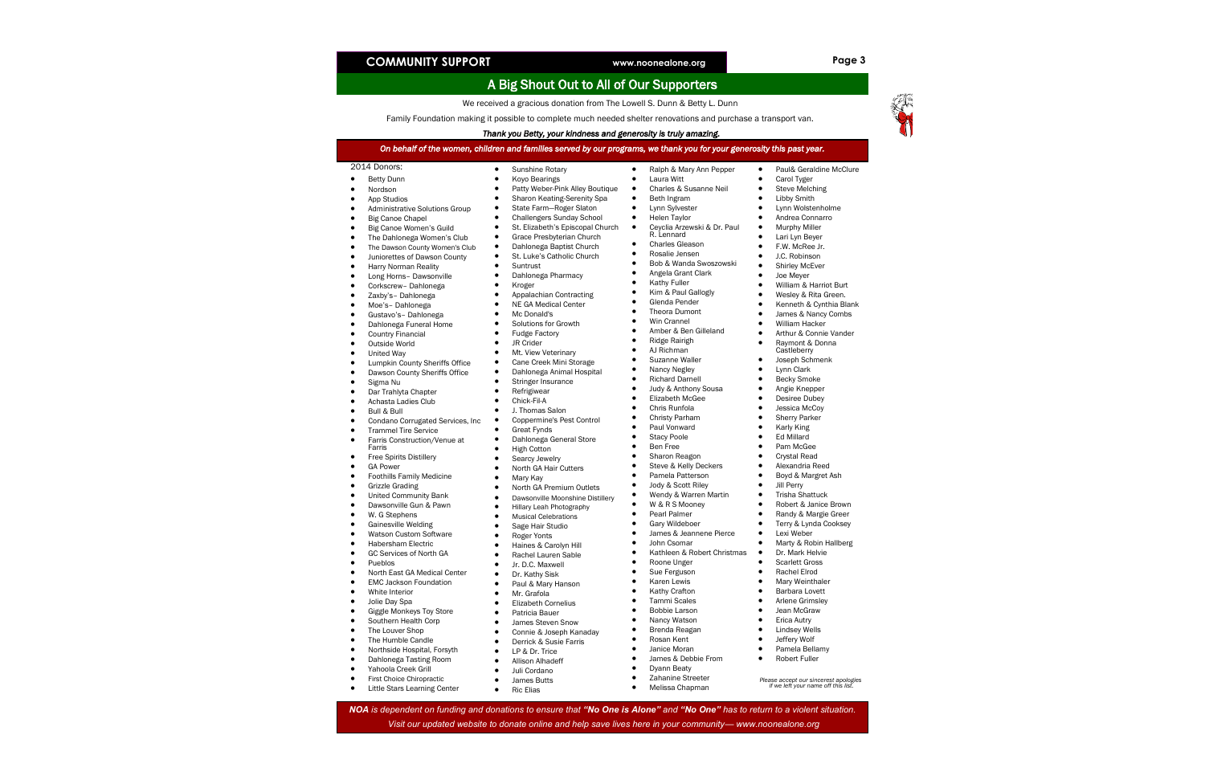## COMMUNITY SUPPORT

www.noonealone.org

# A Big Shout Out to All of Our Supporters

We received a gracious donation from The Lowell S. Dunn & Betty L. Dunn Family Foundation making it possible to complete much needed shelter renovations and purchase a transport van.

***Thank you Betty, your kindness and generosity is truly amazing.***

***On behalf of the women, children and families served by our programs, we thank you for your generosity this past year.***

2014 Donors:

- Betty Dunn
- Nordson
- App Studios
- Administrative Solutions Group
- Big Canoe Chapel
- Big Canoe Women's Guild
- The Dahlonega Women's Club
- The Dawson County Women's Club
- Juniorettes of Dawson County
- Harry Norman Reality
- Long Horns– Dawsonville
- Corkscrew– Dahlonega
- Zaxby's– Dahlonega
- Moe's– Dahlonega
- Gustavo's– Dahlonega
- Dahlonega Funeral Home
- Country Financial
- Outside World
- United Way
- Lumpkin County Sheriffs Office
- Dawson County Sheriffs Office
- Sigma Nu
- Dar Trahlyta Chapter
- Achasta Ladies Club
- Bull & Bull
- Condano Corrugated Services, Inc
- Trammel Tire Service
- Farris Construction/Venue at Farris
- Free Spirits Distillery
- GA Power
- Foothills Family Medicine
- Grizzle Grading
- United Community Bank
- Dawsonville Gun & Pawn
- W. G Stephens
- Gainesville Welding
- Watson Custom Software
- Habersham Electric
- GC Services of North GA
- Pueblos
- North East GA Medical Center
- EMC Jackson Foundation
- White Interior
- Jolie Day Spa
- Giggle Monkeys Toy Store
- Southern Health Corp
- The Louver Shop
- The Humble Candle
- Northside Hospital, Forsyth
- Dahlonega Tasting Room
- Yahoola Creek Grill
- First Choice Chiropractic
- Little Stars Learning Center
- Sunshine Rotary
- Koyo Bearings
- Patty Weber-Pink Alley Boutique
- Sharon Keating-Serenity Spa
- State Farm—Roger Slaton
- Challengers Sunday School
- St. Elizabeth's Episcopal Church
- Grace Presbyterian Church
- Dahlonega Baptist Church
- St. Luke's Catholic Church
- Suntrust
- Dahlonega Pharmacy
- Kroger
- Appalachian Contracting
- NE GA Medical Center
- Mc Donald's
- Solutions for Growth
- Fudge Factory
- JR Crider
- Mt. View Veterinary
- Cane Creek Mini Storage
- Dahlonega Animal Hospital
- Stringer Insurance
- Refrigiwear
- Chick-Fil-A
- J. Thomas Salon
- Coppermine's Pest Control
- Great Fynds
- Dahlonega General Store
- High Cotton
- Searcy Jewelry
- North GA Hair Cutters
- Mary Kay
- North GA Premium Outlets
- Dawsonville Moonshine Distillery
- Hillary Leah Photography
- Musical Celebrations
- Sage Hair Studio
- Roger Yonts
- Haines & Carolyn Hill
- Rachel Lauren Sable
- Jr. D.C. Maxwell
- Dr. Kathy Sisk
- Paul & Mary Hanson
- Mr. Grafola
- Elizabeth Cornelius
- Patricia Bauer
- James Steven Snow
- Connie & Joseph Kanaday
- Derrick & Susie Farris
- LP & Dr. Trice
- Allison Alhadeff
- Juli Cordano
- James Butts
- Ric Elias
- Ralph & Mary Ann Pepper
- Laura Witt
- Charles & Susanne Neil
- Beth Ingram
- Lynn Sylvester
- Helen Taylor
- Ceyclia Arzewski & Dr. Paul R. Lennard
- Charles Gleason
- Rosalie Jensen
- Bob & Wanda Swoszowski
- Angela Grant Clark
- Kathy Fuller
- Kim & Paul Gallogly
- Glenda Pender
- Theora Dumont
- Win Crannel
- Amber & Ben Gilleland
- Ridge Rairigh
- AJ Richman
- Suzanne Waller
- Nancy Negley
- Richard Darnell
- Judy & Anthony Sousa
- Elizabeth McGee
- Chris Runfola
- Christy Parham
- Paul Vonward
- Stacy Poole
- Ben Free
- Sharon Reagon
- Steve & Kelly Deckers
- Pamela Patterson
- Jody & Scott Riley
- Wendy & Warren Martin
- W & R S Mooney
- Pearl Palmer
- Gary Wildeboer
- James & Jeannene Pierce
- John Csomar
- Kathleen & Robert Christmas
- Roone Unger
- Sue Ferguson
- Karen Lewis
- Kathy Crafton
- Tammi Scales
- Bobbie Larson
- Nancy Watson
- Brenda Reagan
- Rosan Kent
- Janice Moran
- James & Debbie From
- Dyann Beaty
- Zahanine Streeter
- Melissa Chapman
- Paul& Geraldine McClure
- Carol Tyger
- Steve Melching
- Libby Smith
- Lynn Wolstenholme
- Andrea Connarro
- Murphy Miller
- Lari Lyn Beyer
- F.W. McRee Jr.
- J.C. Robinson
- Shirley McEver
- Joe Meyer
- William & Harriot Burt
- Wesley & Rita Green.
- Kenneth & Cynthia Blank
- James & Nancy Combs
- William Hacker
- Arthur & Connie Vander
- Raymont & Donna Castleberry
- Joseph Schmenk
- Lynn Clark
- Becky Smoke
- Angie Knepper
- Desiree Dubey
- Jessica McCoy
- Sherry Parker
- Karly King
- Ed Millard
- Pam McGee
- Crystal Read
- Alexandria Reed
- Boyd & Margret Ash
- Jill Perry
- Trisha Shattuck
- Robert & Janice Brown
- Randy & Margie Greer
- Terry & Lynda Cooksey
- Lexi Weber
- Marty & Robin Hallberg
- Dr. Mark Helvie
- Scarlett Gross
- Rachel Elrod
- Mary Weinthaler
- Barbara Lovett
- Arlene Grimsley
- Jean McGraw
- Erica Autry
- Lindsey Wells
- Jeffery Wolf
- Pamela Bellamy
- Robert Fuller

*Please accept our sincerest apologies if we left your name off this list.*

*NOA is dependent on funding and donations to ensure that **"No One is Alone"** and **"No One"** has to return to a violent situation.*

*Visit our updated website to donate online and help save lives here in your community— www.noonealone.org*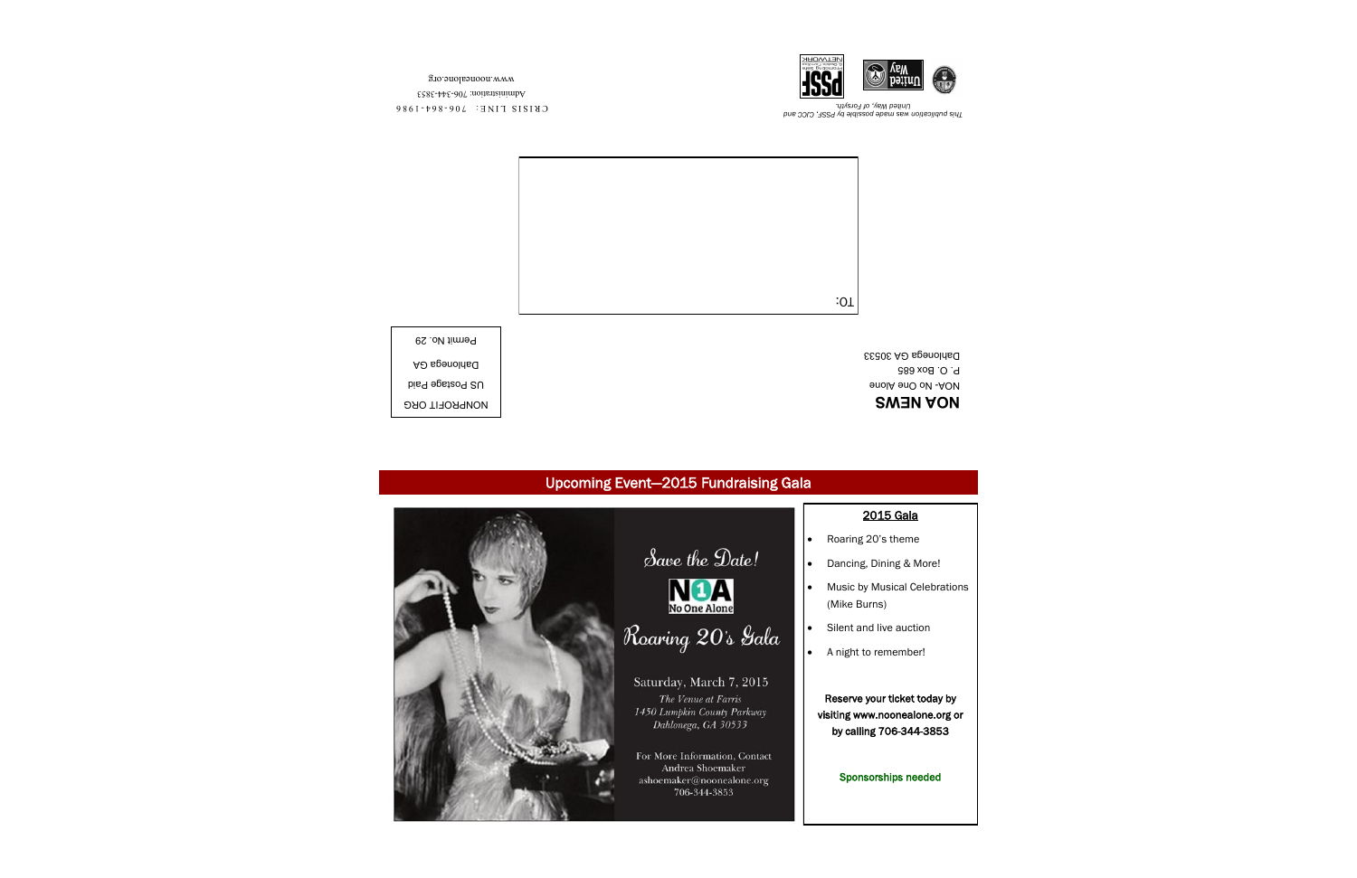CRISIS LINE: 706-864-1986

Administration: 706-344-3853

www.noonealone.org

This publication was made possible by PSSF, CJCC and United Way of Forsyth.

TO:

NONPROFIT ORG
US Postage Paid
Dahlonega GA
Permit No. 29

**NOA NEWS**

NOA- No One Alone
P. O. Box 685
Dahlonega GA 30533

## Upcoming Event—2015 Fundraising Gala

*Save the Date!*

No One Alone

*Roaring 20's Gala*

Saturday, March 7, 2015

*The Venue at Farris*
*1450 Lumpkin County Parkway*
*Dahlonega, GA 30533*

For More Information, Contact
Andrea Shoemaker
ashoemaker@noonealone.org
706-344-3853

**2015 Gala**

- Roaring 20's theme
- Dancing, Dining & More!
- Music by Musical Celebrations (Mike Burns)
- Silent and live auction
- A night to remember!

**Reserve your ticket today by visiting www.noonealone.org or by calling 706-344-3853**

**Sponsorships needed**